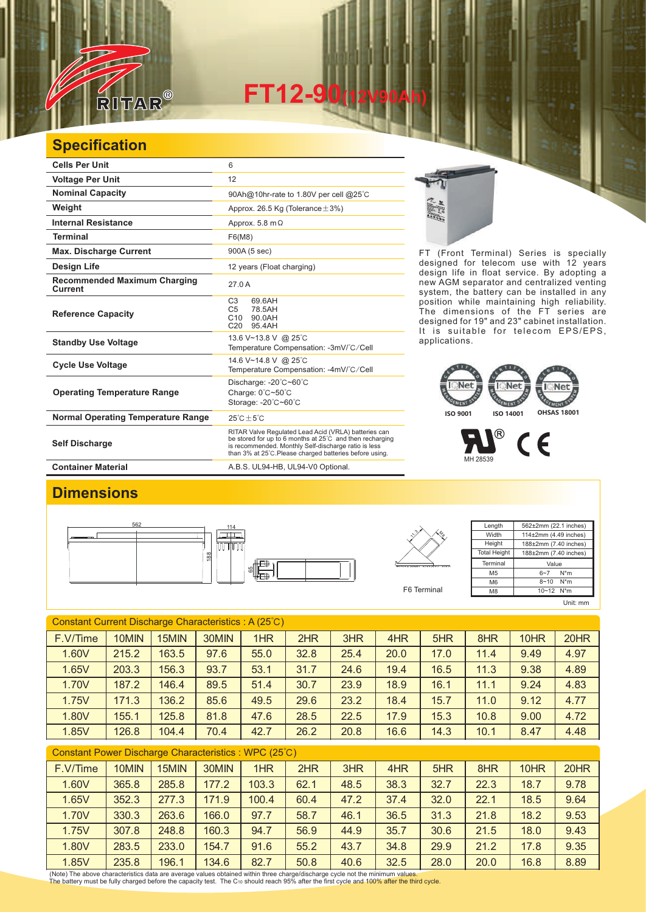RITAR®

# FT12-90(12V90Ah)

## Specification

| Cells Per Unit | 6 |
|---|---|
| Voltage Per Unit | 12 |
| Nominal Capacity | 90Ah@10hr-rate to 1.80V per cell @25℃ |
| Weight | Approx. 26.5 Kg (Tolerance±3%) |
| Internal Resistance | Approx. 5.8 mΩ |
| Terminal | F6(M8) |
| Max. Discharge Current | 900A (5 sec) |
| Design Life | 12 years (Float charging) |
| Recommended Maximum Charging Current | 27.0 A |
| Reference Capacity | C3 69.6AH<br>C5 78.5AH<br>C10 90.0AH<br>C20 95.4AH |
| Standby Use Voltage | 13.6 V~13.8 V @ 25℃<br>Temperature Compensation: -3mV/℃/Cell |
| Cycle Use Voltage | 14.6 V~14.8 V @ 25℃<br>Temperature Compensation: -4mV/℃/Cell |
| Operating Temperature Range | Discharge: -20℃~60℃<br>Charge: 0℃~50℃<br>Storage: -20℃~60℃ |
| Normal Operating Temperature Range | 25℃±5℃ |
| Self Discharge | RITAR Valve Regulated Lead Acid (VRLA) batteries can be stored for up to 6 months at 25℃ and then recharging is recommended. Monthly Self-discharge ratio is less than 3% at 25℃.Please charged batteries before using. |
| Container Material | A.B.S. UL94-HB, UL94-V0 Optional. |

FT (Front Terminal) Series is specially designed for telecom use with 12 years design life in float service. By adopting a new AGM separator and centralized venting system, the battery can be installed in any position while maintaining high reliability. The dimensions of the FT series are designed for 19" and 23" cabinet installation. It is suitable for telecom EPS/EPS, applications.

ISO 9001 ISO 14001 OHSAS 18001

MH 28539

## Dimensions

F6 Terminal

| Length | 562±2mm (22.1 inches) |
|---|---|
| Width | 114±2mm (4.49 inches) |
| Height | 188±2mm (7.40 inches) |
| Total Height | 188±2mm (7.40 inches) |
| Terminal | Value |
| M5 | 6~7 N*m |
| M6 | 8~10 N*m |
| M8 | 10~12 N*m |

Unit: mm

### Constant Current Discharge Characteristics : A (25℃)

| F.V/Time | 10MIN | 15MIN | 30MIN | 1HR | 2HR | 3HR | 4HR | 5HR | 8HR | 10HR | 20HR |
|---|---|---|---|---|---|---|---|---|---|---|---|
| 1.60V | 215.2 | 163.5 | 97.6 | 55.0 | 32.8 | 25.4 | 20.0 | 17.0 | 11.4 | 9.49 | 4.97 |
| 1.65V | 203.3 | 156.3 | 93.7 | 53.1 | 31.7 | 24.6 | 19.4 | 16.5 | 11.3 | 9.38 | 4.89 |
| 1.70V | 187.2 | 146.4 | 89.5 | 51.4 | 30.7 | 23.9 | 18.9 | 16.1 | 11.1 | 9.24 | 4.83 |
| 1.75V | 171.3 | 136.2 | 85.6 | 49.5 | 29.6 | 23.2 | 18.4 | 15.7 | 11.0 | 9.12 | 4.77 |
| 1.80V | 155.1 | 125.8 | 81.8 | 47.6 | 28.5 | 22.5 | 17.9 | 15.3 | 10.8 | 9.00 | 4.72 |
| 1.85V | 126.8 | 104.4 | 70.4 | 42.7 | 26.2 | 20.8 | 16.6 | 14.3 | 10.1 | 8.47 | 4.48 |

### Constant Power Discharge Characteristics : WPC (25℃)

| F.V/Time | 10MIN | 15MIN | 30MIN | 1HR | 2HR | 3HR | 4HR | 5HR | 8HR | 10HR | 20HR |
|---|---|---|---|---|---|---|---|---|---|---|---|
| 1.60V | 365.8 | 285.8 | 177.2 | 103.3 | 62.1 | 48.5 | 38.3 | 32.7 | 22.3 | 18.7 | 9.78 |
| 1.65V | 352.3 | 277.3 | 171.9 | 100.4 | 60.4 | 47.2 | 37.4 | 32.0 | 22.1 | 18.5 | 9.64 |
| 1.70V | 330.3 | 263.6 | 166.0 | 97.7 | 58.7 | 46.1 | 36.5 | 31.3 | 21.8 | 18.2 | 9.53 |
| 1.75V | 307.8 | 248.8 | 160.3 | 94.7 | 56.9 | 44.9 | 35.7 | 30.6 | 21.5 | 18.0 | 9.43 |
| 1.80V | 283.5 | 233.0 | 154.7 | 91.6 | 55.2 | 43.7 | 34.8 | 29.9 | 21.2 | 17.8 | 9.35 |
| 1.85V | 235.8 | 196.1 | 134.6 | 82.7 | 50.8 | 40.6 | 32.5 | 28.0 | 20.0 | 16.8 | 8.89 |

(Note) The above characteristics data are average values obtained within three charge/discharge cycle not the minimum values.
The battery must be fully charged before the capacity test. The $C_{10}$ should reach 95% after the first cycle and 100% after the third cycle.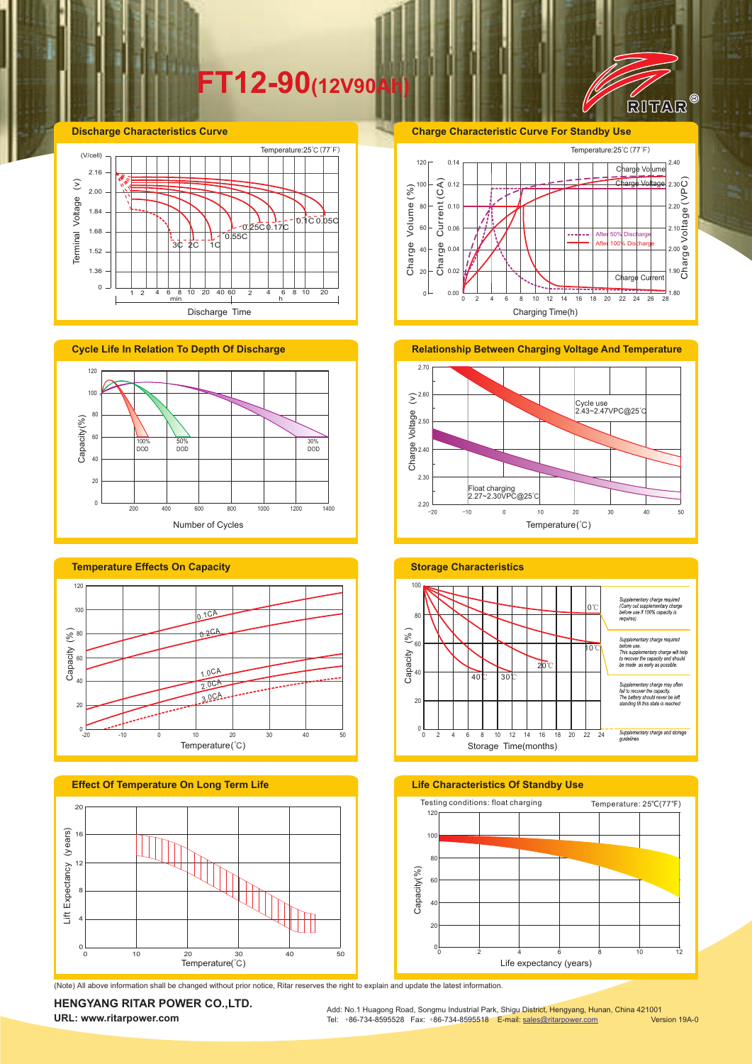# FT12-90(12V90Ah)

RITAR®

## Discharge Characteristics Curve

Temperature:25°C (77°F)

(V/cell)

Terminal Voltage (v)

2.16
2.00
1.84
1.68
1.52
1.36
0

3C 2C 1C 0.55C 0.25C 0.17C 0.1C 0.05C

1 2 4 6 8 10 20 40 60 (min) 2 4 6 8 10 20 (h)

Discharge Time

## Charge Characteristic Curve For Standby Use

Temperature:25°C (77°F)

Charge Volume (%) 0 20 40 60 80 100 120

Charge Current (CA) 0.00 0.02 0.04 0.06 0.10 0.12 0.14

Charge Voltage (VPC) 1.80 1.90 2.00 2.10 2.20 2.30 2.40

Charge Volume

Charge Voltage

After 50% Discharge

After 100% Discharge

Charge Current

0 2 4 6 8 10 12 14 16 18 20 22 24 26 28

Charging Time(h)

## Cycle Life In Relation To Depth Of Discharge

Capacity(%)

0 20 40 60 80 100 120

100% DOD

50% DOD

30% DOD

200 400 600 800 1000 1200 1400

Number of Cycles

## Relationship Between Charging Voltage And Temperature

Charge Voltage (v)

2.20 2.30 2.40 2.50 2.60 2.70

Cycle use 2.43~2.47VPC@25°C

Float charging 2.27~2.30VPC@25°C

−20 −10 0 10 20 30 40 50

Temperature(°C)

## Temperature Effects On Capacity

Capacity (%)

0 20 40 60 80 100 120

0.1CA

0.2CA

1.0CA

2.0CA

3.0CA

-20 -10 0 10 20 30 40 50

Temperature(°C)

## Storage Characteristics

Capacity (%)

0 20 40 60 80 100

0°C 10°C 20°C 30°C 40°C

0 2 4 6 8 10 12 14 16 18 20 22 24

Storage Time(months)

*Supplementary charge required (Carry out supplementary charge before use if 100% capacity is requires)*

*Supplementary charge required before use. This supplementary charge will help to recover the capacity and should be made as early as possible.*

*Supplementary charge may often fail to recover the capacity. The battery should never be left standing till this state is reached*

*Supplementary charge and storage guidelines*

## Effect Of Temperature On Long Term Life

Lift Expectancy (years)

0 4 8 12 16 20

0 10 20 30 40 50

Temperature(°C)

## Life Characteristics Of Standby Use

Testing conditions: float charging

Temperature: 25°C(77°F)

Capacity(%)

0 20 40 60 80 100 120

0 2 4 6 8 10 12

Life expectancy (years)

(Note) All above information shall be changed without prior notice, Ritar reserves the right to explain and update the latest information.

**HENGYANG RITAR POWER CO.,LTD.**

**URL: www.ritarpower.com**

Add: No.1 Huagong Road, Songmu Industrial Park, Shigu District, Hengyang, Hunan, China 421001

Tel: +86-734-8595528 Fax: +86-734-8595518 E-mail: sales@ritarpower.com

Version 19A-0